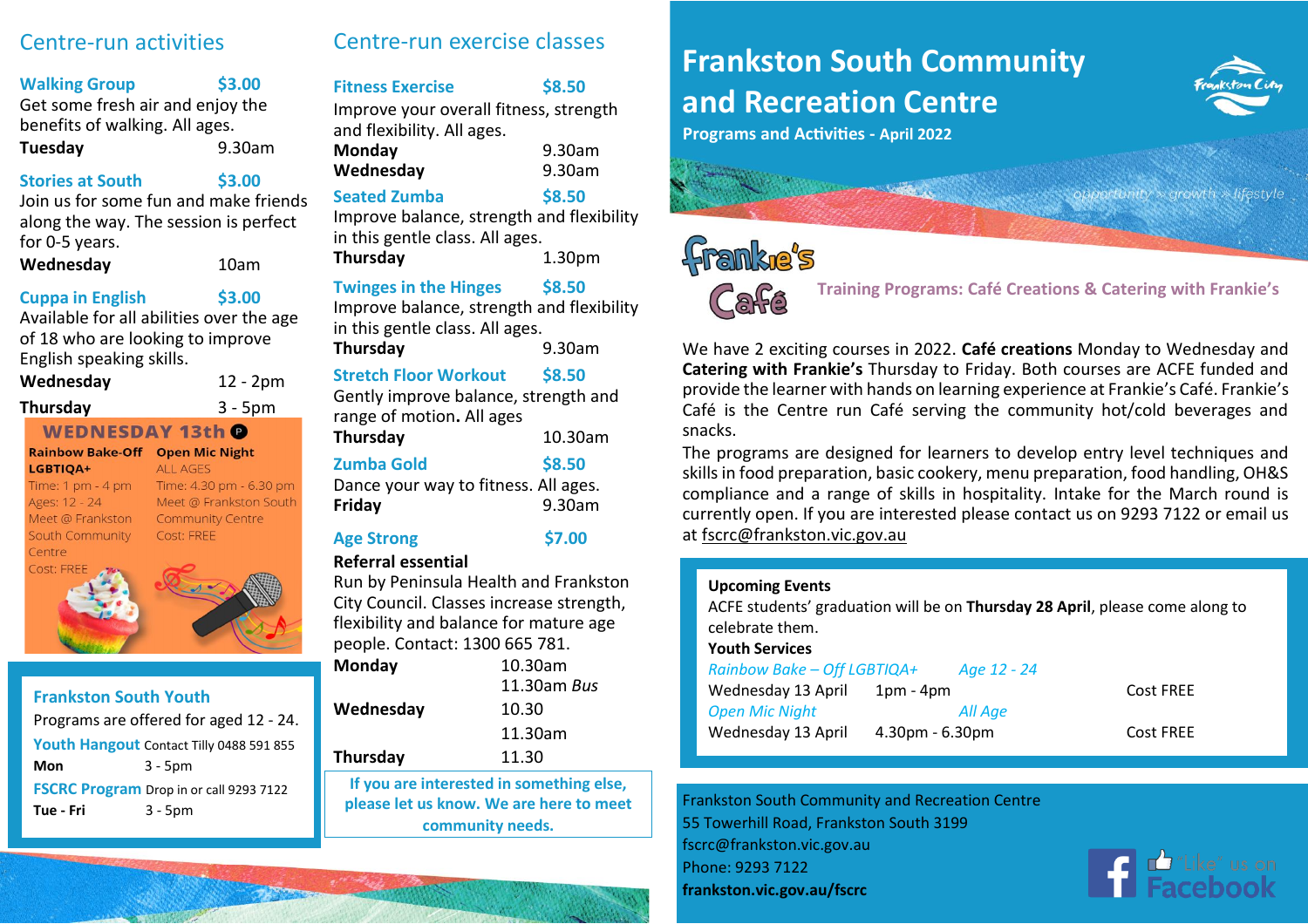# Frankston South Community and Recreation Centre

**Programs and Activities - April 2022**

*opportunity » growth » lifestyle*

## Centre-run activities

**Walking Group** — **$3.00**
Get some fresh air and enjoy the benefits of walking. All ages.
**Tuesday** 9.30am

**Stories at South** — **$3.00**
Join us for some fun and make friends along the way. The session is perfect for 0-5 years.
**Wednesday** 10am

**Cuppa in English** — **$3.00**
Available for all abilities over the age of 18 who are looking to improve English speaking skills.
**Wednesday** 12 - 2pm
**Thursday** 3 - 5pm

### WEDNESDAY 13th

**Rainbow Bake-Off LGBTIQA+**
Time: 1 pm - 4 pm
Ages: 12 - 24
Meet @ Frankston South Community Centre
Cost: FREE

**Open Mic Night**
ALL AGES
Time: 4.30 pm - 6.30 pm
Meet @ Frankston South Community Centre
Cost: FREE

### Frankston South Youth

Programs are offered for aged 12 - 24.

**Youth Hangout** Contact Tilly 0488 591 855
**Mon** 3 - 5pm

**FSCRC Program** Drop in or call 9293 7122
**Tue - Fri** 3 - 5pm

## Centre-run exercise classes

**Fitness Exercise** — **$8.50**
Improve your overall fitness, strength and flexibility. All ages.
**Monday** 9.30am
**Wednesday** 9.30am

**Seated Zumba** — **$8.50**
Improve balance, strength and flexibility in this gentle class. All ages.
**Thursday** 1.30pm

**Twinges in the Hinges** — **$8.50**
Improve balance, strength and flexibility in this gentle class. All ages.
**Thursday** 9.30am

**Stretch Floor Workout** — **$8.50**
Gently improve balance, strength and range of motion**.** All ages
**Thursday** 10.30am

**Zumba Gold** — **$8.50**
Dance your way to fitness. All ages.
**Friday** 9.30am

**Age Strong** — **$7.00**
**Referral essential**
Run by Peninsula Health and Frankston City Council. Classes increase strength, flexibility and balance for mature age people. Contact: 1300 665 781.
**Monday** 10.30am, 11.30am *Bus*
**Wednesday** 10.30, 11.30am
**Thursday** 11.30

**If you are interested in something else, please let us know. We are here to meet community needs.**

## Frankie's Café

**Training Programs: Café Creations & Catering with Frankie's**

We have 2 exciting courses in 2022. **Café creations** Monday to Wednesday and **Catering with Frankie's** Thursday to Friday. Both courses are ACFE funded and provide the learner with hands on learning experience at Frankie's Café. Frankie's Café is the Centre run Café serving the community hot/cold beverages and snacks.

The programs are designed for learners to develop entry level techniques and skills in food preparation, basic cookery, menu preparation, food handling, OH&S compliance and a range of skills in hospitality. Intake for the March round is currently open. If you are interested please contact us on 9293 7122 or email us at fscrc@frankston.vic.gov.au

**Upcoming Events**

ACFE students' graduation will be on **Thursday 28 April**, please come along to celebrate them.

**Youth Services**

*Rainbow Bake – Off LGBTIQA+* *Age 12 - 24*
Wednesday 13 April 1pm - 4pm Cost FREE

*Open Mic Night* *All Age*
Wednesday 13 April 4.30pm - 6.30pm Cost FREE

Frankston South Community and Recreation Centre
55 Towerhill Road, Frankston South 3199
fscrc@frankston.vic.gov.au
Phone: 9293 7122
**frankston.vic.gov.au/fscrc**

"Like" us on Facebook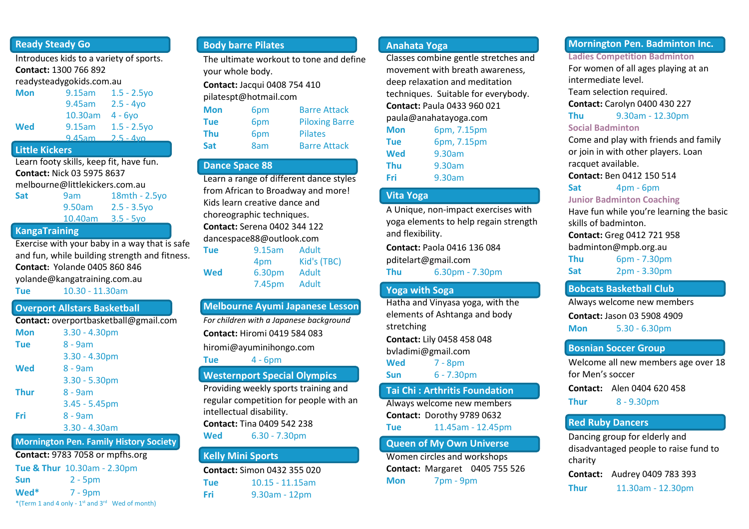## Ready Steady Go

Introduces kids to a variety of sports.

**Contact:** 1300 766 892

readysteadygokids.com.au

| | | |
|---|---|---|
| Mon | 9.15am | 1.5 - 2.5yo |
| | 9.45am | 2.5 - 4yo |
| | 10.30am | 4 - 6yo |
| Wed | 9.15am | 1.5 - 2.5yo |
| | 9.45am | 2.5 - 4yo |

## Little Kickers

Learn footy skills, keep fit, have fun.

**Contact:** Nick 03 5975 8637

melbourne@littlekickers.com.au

| | | |
|---|---|---|
| Sat | 9am | 18mth - 2.5yo |
| | 9.50am | 2.5 - 3.5yo |
| | 10.40am | 3.5 - 5yo |

## KangaTraining

Exercise with your baby in a way that is safe and fun, while building strength and fitness.

**Contact:** Yolande 0405 860 846

yolande@kangatraining.com.au

Tue 10.30 - 11.30am

## Overport Allstars Basketball

**Contact:** overportbasketball@gmail.com

| | |
|---|---|
| Mon | 3.30 - 4.30pm |
| Tue | 8 - 9am |
| | 3.30 - 4.30pm |
| Wed | 8 - 9am |
| | 3.30 - 5.30pm |
| Thur | 8 - 9am |
| | 3.45 - 5.45pm |
| Fri | 8 - 9am |
| | 3.30 - 4.30am |

## Mornington Pen. Family History Society

**Contact:** 9783 7058 or mpfhs.org

| | |
|---|---|
| Tue & Thur | 10.30am - 2.30pm |
| Sun | 2 - 5pm |
| Wed* | 7 - 9pm |

*(Term 1 and 4 only - 1st and 3rd Wed of month)

## Body barre Pilates

The ultimate workout to tone and define your whole body.

**Contact:** Jacqui 0408 754 410

pilatespt@hotmail.com

| | | |
|---|---|---|
| Mon | 6pm | Barre Attack |
| Tue | 6pm | Piloxing Barre |
| Thu | 6pm | Pilates |
| Sat | 8am | Barre Attack |

## Dance Space 88

Learn a range of different dance styles from African to Broadway and more! Kids learn creative dance and choreographic techniques.

**Contact:** Serena 0402 344 122

dancespace88@outlook.com

| | | |
|---|---|---|
| Tue | 9.15am | Adult |
| | 4pm | Kid's (TBC) |
| Wed | 6.30pm | Adult |
| | 7.45pm | Adult |

## Melbourne Ayumi Japanese Lesson

*For children with a Japanese background*

**Contact:** Hiromi 0419 584 083

hiromi@ayuminihongo.com

Tue 4 - 6pm

## Westernport Special Olympics

Providing weekly sports training and regular competition for people with an intellectual disability.

**Contact:** Tina 0409 542 238

Wed 6.30 - 7.30pm

## Kelly Mini Sports

**Contact:** Simon 0432 355 020

| | |
|---|---|
| Tue | 10.15 - 11.15am |
| Fri | 9.30am - 12pm |

## Anahata Yoga

Classes combine gentle stretches and movement with breath awareness, deep relaxation and meditation techniques. Suitable for everybody.

**Contact:** Paula 0433 960 021

paula@anahatayoga.com

| | |
|---|---|
| Mon | 6pm, 7.15pm |
| Tue | 6pm, 7.15pm |
| Wed | 9.30am |
| Thu | 9.30am |
| Fri | 9.30am |

## Vita Yoga

A Unique, non-impact exercises with yoga elements to help regain strength and flexibility.

**Contact:** Paola 0416 136 084

pditelart@gmail.com

Thu 6.30pm - 7.30pm

## Yoga with Soga

Hatha and Vinyasa yoga, with the elements of Ashtanga and body stretching

**Contact:** Lily 0458 458 048

bvladimi@gmail.com

| | |
|---|---|
| Wed | 7 - 8pm |
| Sun | 6 - 7.30pm |

## Tai Chi : Arthritis Foundation

Always welcome new members

**Contact:** Dorothy 9789 0632

Tue 11.45am - 12.45pm

## Queen of My Own Universe

Women circles and workshops

**Contact:** Margaret 0405 755 526

Mon 7pm - 9pm

## Mornington Pen. Badminton Inc.

### Ladies Competition Badminton

For women of all ages playing at an intermediate level.

Team selection required.

**Contact:** Carolyn 0400 430 227

Thu 9.30am - 12.30pm

### Social Badminton

Come and play with friends and family or join in with other players. Loan racquet available.

**Contact:** Ben 0412 150 514

Sat 4pm - 6pm

### Junior Badminton Coaching

Have fun while you're learning the basic skills of badminton.

**Contact:** Greg 0412 721 958

badminton@mpb.org.au

| | |
|---|---|
| Thu | 6pm - 7.30pm |
| Sat | 2pm - 3.30pm |

## Bobcats Basketball Club

Always welcome new members

**Contact:** Jason 03 5908 4909

Mon 5.30 - 6.30pm

## Bosnian Soccer Group

Welcome all new members age over 18 for Men's soccer

**Contact:** Alen 0404 620 458

Thur 8 - 9.30pm

## Red Ruby Dancers

Dancing group for elderly and disadvantaged people to raise fund to charity

**Contact:** Audrey 0409 783 393

Thur 11.30am - 12.30pm